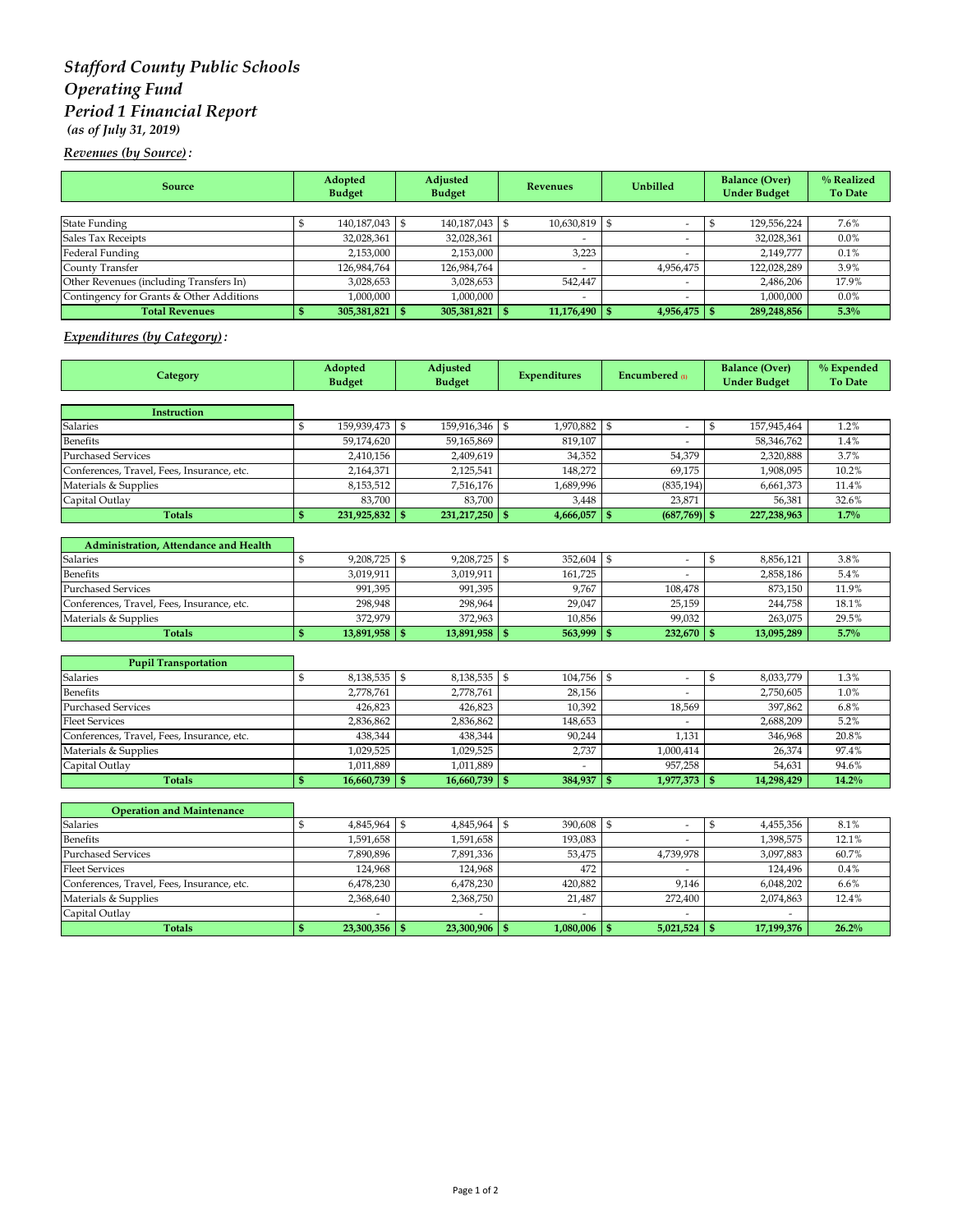# *Stafford County Public Schools*
# *Operating Fund*
# *Period 1 Financial Report*
***(as of July 31, 2019)***

***Revenues (by Source):***

| Source | Adopted Budget | Adjusted Budget | Revenues | Unbilled | Balance (Over) Under Budget | % Realized To Date |
|---|---|---|---|---|---|---|
| State Funding | $ 140,187,043 | $ 140,187,043 | $ 10,630,819 | $ - | $ 129,556,224 | 7.6% |
| Sales Tax Receipts | 32,028,361 | 32,028,361 | - | - | 32,028,361 | 0.0% |
| Federal Funding | 2,153,000 | 2,153,000 | 3,223 | - | 2,149,777 | 0.1% |
| County Transfer | 126,984,764 | 126,984,764 | - | 4,956,475 | 122,028,289 | 3.9% |
| Other Revenues (including Transfers In) | 3,028,653 | 3,028,653 | 542,447 | - | 2,486,206 | 17.9% |
| Contingency for Grants & Other Additions | 1,000,000 | 1,000,000 | - | - | 1,000,000 | 0.0% |
| **Total Revenues** | **$ 305,381,821** | **$ 305,381,821** | **$ 11,176,490** | **$ 4,956,475** | **$ 289,248,856** | **5.3%** |

***Expenditures (by Category):***

| Category | Adopted Budget | Adjusted Budget | Expenditures | Encumbered (1) | Balance (Over) Under Budget | % Expended To Date |
|---|---|---|---|---|---|---|
| **Instruction** | | | | | | |
| Salaries | $ 159,939,473 | $ 159,916,346 | $ 1,970,882 | $ - | $ 157,945,464 | 1.2% |
| Benefits | 59,174,620 | 59,165,869 | 819,107 | - | 58,346,762 | 1.4% |
| Purchased Services | 2,410,156 | 2,409,619 | 34,352 | 54,379 | 2,320,888 | 3.7% |
| Conferences, Travel, Fees, Insurance, etc. | 2,164,371 | 2,125,541 | 148,272 | 69,175 | 1,908,095 | 10.2% |
| Materials & Supplies | 8,153,512 | 7,516,176 | 1,689,996 | (835,194) | 6,661,373 | 11.4% |
| Capital Outlay | 83,700 | 83,700 | 3,448 | 23,871 | 56,381 | 32.6% |
| **Totals** | **$ 231,925,832** | **$ 231,217,250** | **$ 4,666,057** | **$ (687,769)** | **$ 227,238,963** | **1.7%** |
| **Administration, Attendance and Health** | | | | | | |
| Salaries | $ 9,208,725 | $ 9,208,725 | $ 352,604 | $ - | $ 8,856,121 | 3.8% |
| Benefits | 3,019,911 | 3,019,911 | 161,725 | - | 2,858,186 | 5.4% |
| Purchased Services | 991,395 | 991,395 | 9,767 | 108,478 | 873,150 | 11.9% |
| Conferences, Travel, Fees, Insurance, etc. | 298,948 | 298,964 | 29,047 | 25,159 | 244,758 | 18.1% |
| Materials & Supplies | 372,979 | 372,963 | 10,856 | 99,032 | 263,075 | 29.5% |
| **Totals** | **$ 13,891,958** | **$ 13,891,958** | **$ 563,999** | **$ 232,670** | **$ 13,095,289** | **5.7%** |
| **Pupil Transportation** | | | | | | |
| Salaries | $ 8,138,535 | $ 8,138,535 | $ 104,756 | $ - | $ 8,033,779 | 1.3% |
| Benefits | 2,778,761 | 2,778,761 | 28,156 | - | 2,750,605 | 1.0% |
| Purchased Services | 426,823 | 426,823 | 10,392 | 18,569 | 397,862 | 6.8% |
| Fleet Services | 2,836,862 | 2,836,862 | 148,653 | - | 2,688,209 | 5.2% |
| Conferences, Travel, Fees, Insurance, etc. | 438,344 | 438,344 | 90,244 | 1,131 | 346,968 | 20.8% |
| Materials & Supplies | 1,029,525 | 1,029,525 | 2,737 | 1,000,414 | 26,374 | 97.4% |
| Capital Outlay | 1,011,889 | 1,011,889 | - | 957,258 | 54,631 | 94.6% |
| **Totals** | **$ 16,660,739** | **$ 16,660,739** | **$ 384,937** | **$ 1,977,373** | **$ 14,298,429** | **14.2%** |
| **Operation and Maintenance** | | | | | | |
| Salaries | $ 4,845,964 | $ 4,845,964 | $ 390,608 | $ - | $ 4,455,356 | 8.1% |
| Benefits | 1,591,658 | 1,591,658 | 193,083 | - | 1,398,575 | 12.1% |
| Purchased Services | 7,890,896 | 7,891,336 | 53,475 | 4,739,978 | 3,097,883 | 60.7% |
| Fleet Services | 124,968 | 124,968 | 472 | - | 124,496 | 0.4% |
| Conferences, Travel, Fees, Insurance, etc. | 6,478,230 | 6,478,230 | 420,882 | 9,146 | 6,048,202 | 6.6% |
| Materials & Supplies | 2,368,640 | 2,368,750 | 21,487 | 272,400 | 2,074,863 | 12.4% |
| Capital Outlay | - | - | - | - | - | |
| **Totals** | **$ 23,300,356** | **$ 23,300,906** | **$ 1,080,006** | **$ 5,021,524** | **$ 17,199,376** | **26.2%** |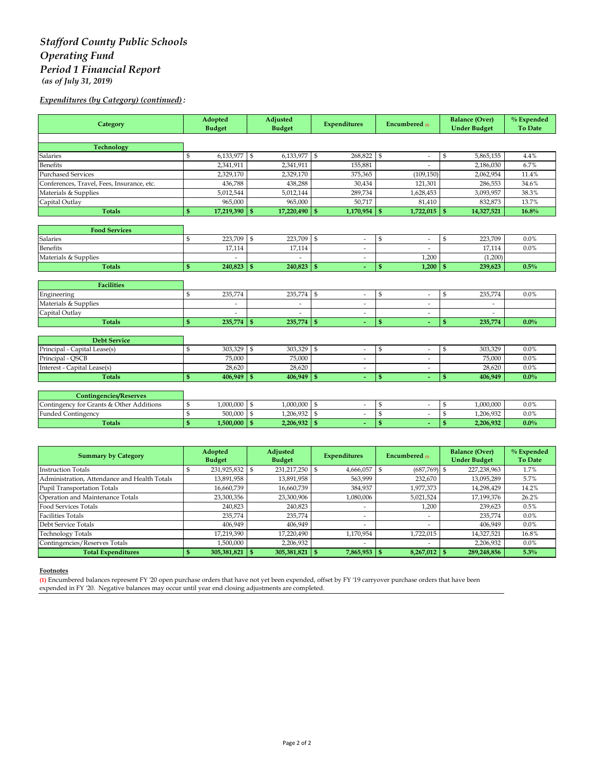# *Stafford County Public Schools*
# *Operating Fund*
# *Period 1 Financial Report*
***(as of July 31, 2019)***

***Expenditures (by Category) (continued):***

| Category | Adopted Budget | Adjusted Budget | Expenditures | Encumbered (1) | Balance (Over) Under Budget | % Expended To Date |
|---|---|---|---|---|---|---|
| **Technology** | | | | | | |
| Salaries | $ 6,133,977 | $ 6,133,977 | $ 268,822 | $ - | $ 5,865,155 | 4.4% |
| Benefits | 2,341,911 | 2,341,911 | 155,881 | - | 2,186,030 | 6.7% |
| Purchased Services | 2,329,170 | 2,329,170 | 375,365 | (109,150) | 2,062,954 | 11.4% |
| Conferences, Travel, Fees, Insurance, etc. | 436,788 | 438,288 | 30,434 | 121,301 | 286,553 | 34.6% |
| Materials & Supplies | 5,012,544 | 5,012,144 | 289,734 | 1,628,453 | 3,093,957 | 38.3% |
| Capital Outlay | 965,000 | 965,000 | 50,717 | 81,410 | 832,873 | 13.7% |
| **Totals** | **$ 17,219,390** | **$ 17,220,490** | **$ 1,170,954** | **$ 1,722,015** | **$ 14,327,521** | **16.8%** |
| **Food Services** | | | | | | |
| Salaries | $ 223,709 | $ 223,709 | $ - | $ - | $ 223,709 | 0.0% |
| Benefits | 17,114 | 17,114 | - | - | 17,114 | 0.0% |
| Materials & Supplies | - | - | - | 1,200 | (1,200) | |
| **Totals** | **$ 240,823** | **$ 240,823** | **$ -** | **$ 1,200** | **$ 239,623** | **0.5%** |
| **Facilities** | | | | | | |
| Engineering | $ 235,774 | 235,774 | $ - | $ - | $ 235,774 | 0.0% |
| Materials & Supplies | - | - | - | - | - | |
| Capital Outlay | - | - | - | - | - | |
| **Totals** | **$ 235,774** | **$ 235,774** | **$ -** | **$ -** | **$ 235,774** | **0.0%** |
| **Debt Service** | | | | | | |
| Principal - Capital Lease(s) | $ 303,329 | $ 303,329 | $ - | $ - | $ 303,329 | 0.0% |
| Principal - QSCB | 75,000 | 75,000 | - | - | 75,000 | 0.0% |
| Interest - Capital Lease(s) | 28,620 | 28,620 | - | - | 28,620 | 0.0% |
| **Totals** | **$ 406,949** | **$ 406,949** | **$ -** | **$ -** | **$ 406,949** | **0.0%** |
| **Contingencies/Reserves** | | | | | | |
| Contingency for Grants & Other Additions | $ 1,000,000 | $ 1,000,000 | $ - | $ - | $ 1,000,000 | 0.0% |
| Funded Contingency | $ 500,000 | $ 1,206,932 | $ - | $ - | $ 1,206,932 | 0.0% |
| **Totals** | **$ 1,500,000** | **$ 2,206,932** | **$ -** | **$ -** | **$ 2,206,932** | **0.0%** |

| Summary by Category | Adopted Budget | Adjusted Budget | Expenditures | Encumbered (1) | Balance (Over) Under Budget | % Expended To Date |
|---|---|---|---|---|---|---|
| Instruction Totals | $ 231,925,832 | $ 231,217,250 | $ 4,666,057 | $ (687,769) | $ 227,238,963 | 1.7% |
| Administration, Attendance and Health Totals | 13,891,958 | 13,891,958 | 563,999 | 232,670 | 13,095,289 | 5.7% |
| Pupil Transportation Totals | 16,660,739 | 16,660,739 | 384,937 | 1,977,373 | 14,298,429 | 14.2% |
| Operation and Maintenance Totals | 23,300,356 | 23,300,906 | 1,080,006 | 5,021,524 | 17,199,376 | 26.2% |
| Food Services Totals | 240,823 | 240,823 | - | 1,200 | 239,623 | 0.5% |
| Facilities Totals | 235,774 | 235,774 | - | - | 235,774 | 0.0% |
| Debt Service Totals | 406,949 | 406,949 | - | - | 406,949 | 0.0% |
| Technology Totals | 17,219,390 | 17,220,490 | 1,170,954 | 1,722,015 | 14,327,521 | 16.8% |
| Contingencies/Reserves Totals | 1,500,000 | 2,206,932 | - | - | 2,206,932 | 0.0% |
| **Total Expenditures** | **$ 305,381,821** | **$ 305,381,821** | **$ 7,865,953** | **$ 8,267,012** | **$ 289,248,856** | **5.3%** |

**Footnotes**

**(1)** Encumbered balances represent FY '20 open purchase orders that have not yet been expended, offset by FY '19 carryover purchase orders that have been expended in FY '20. Negative balances may occur until year end closing adjustments are completed.